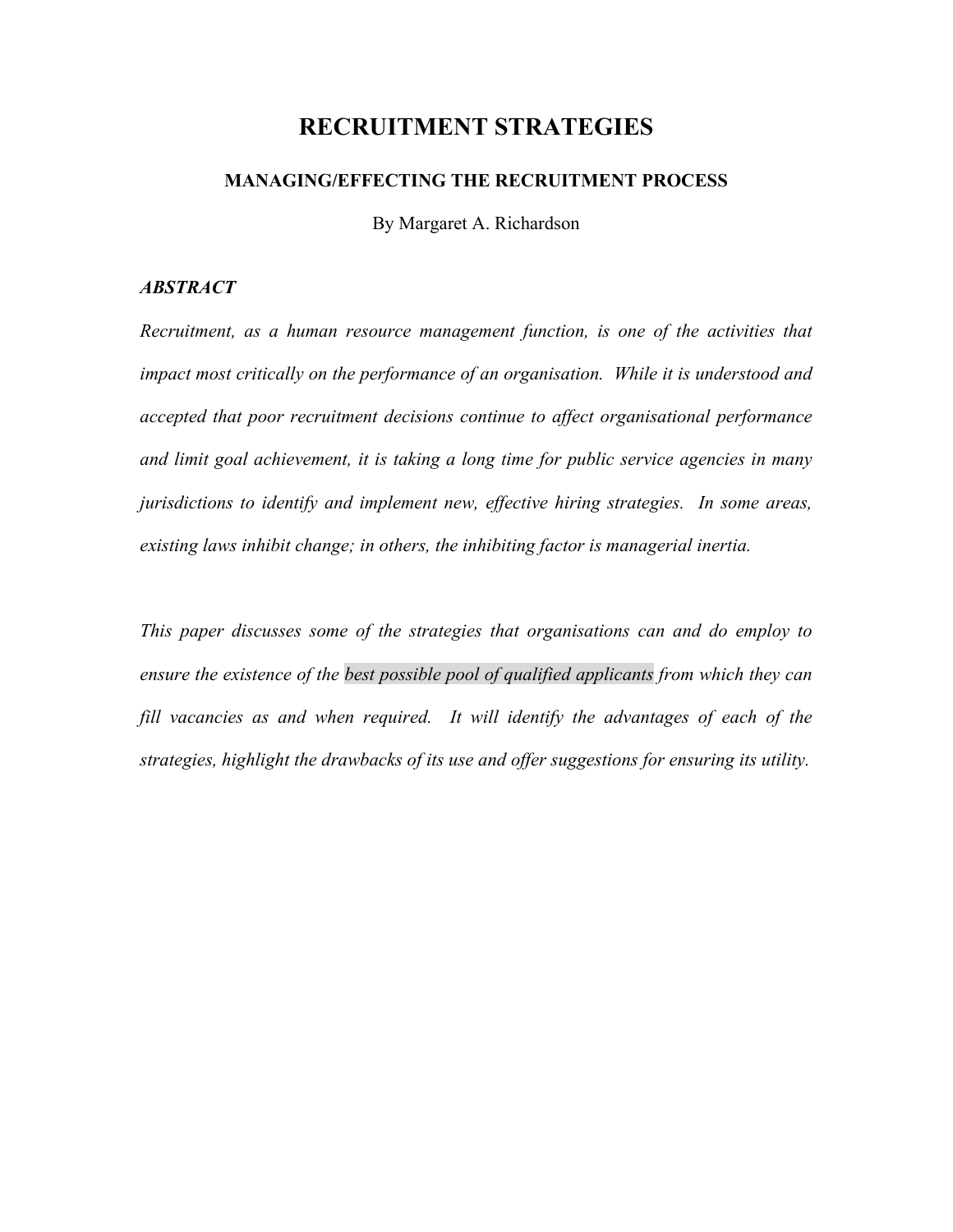# RECRUITMENT STRATEGIES

## MANAGING/EFFECTING THE RECRUITMENT PROCESS

By Margaret A. Richardson

***ABSTRACT***

*Recruitment, as a human resource management function, is one of the activities that impact most critically on the performance of an organisation. While it is understood and accepted that poor recruitment decisions continue to affect organisational performance and limit goal achievement, it is taking a long time for public service agencies in many jurisdictions to identify and implement new, effective hiring strategies. In some areas, existing laws inhibit change; in others, the inhibiting factor is managerial inertia.*

*This paper discusses some of the strategies that organisations can and do employ to ensure the existence of the best possible pool of qualified applicants from which they can fill vacancies as and when required. It will identify the advantages of each of the strategies, highlight the drawbacks of its use and offer suggestions for ensuring its utility.*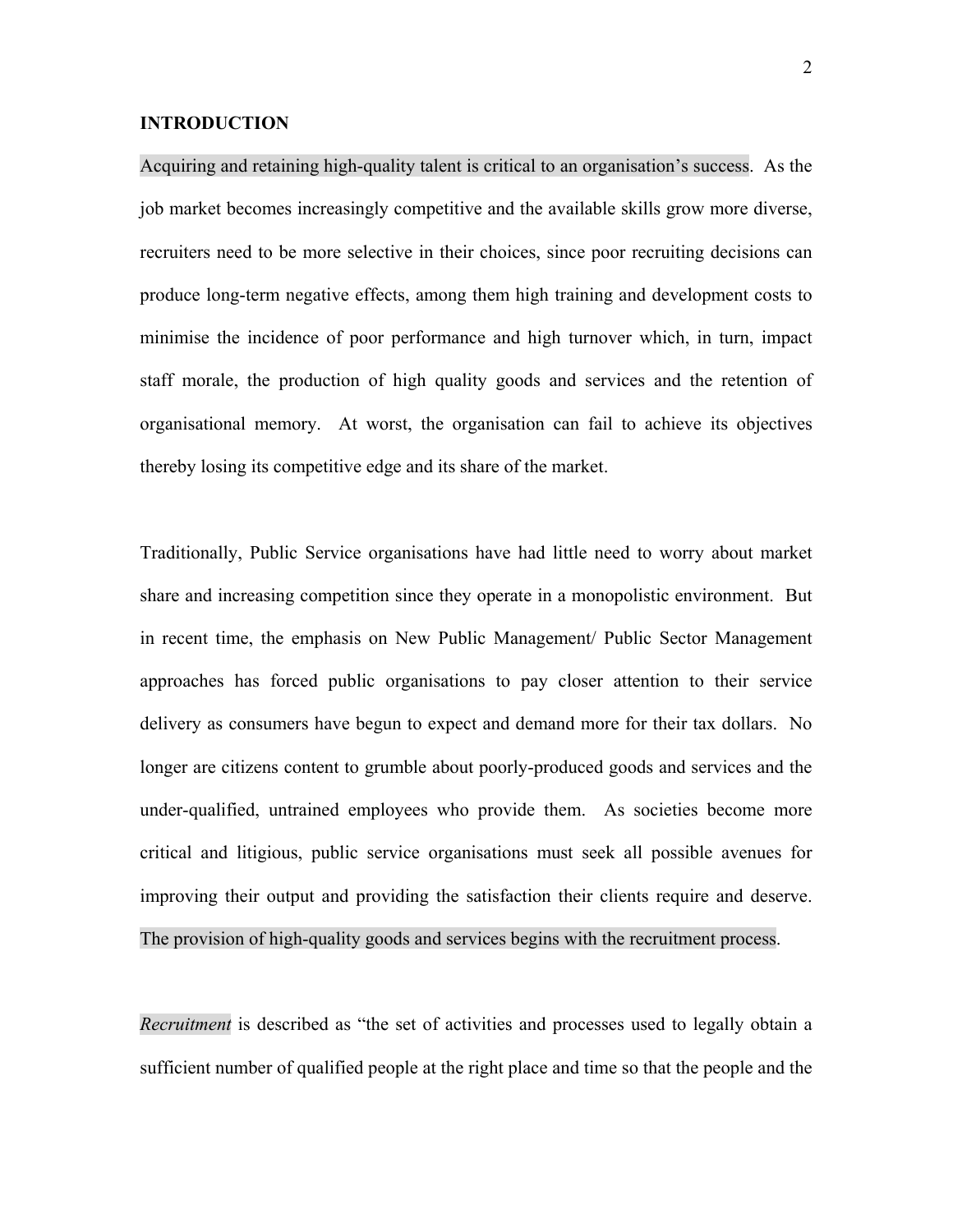**INTRODUCTION**

Acquiring and retaining high-quality talent is critical to an organisation's success. As the job market becomes increasingly competitive and the available skills grow more diverse, recruiters need to be more selective in their choices, since poor recruiting decisions can produce long-term negative effects, among them high training and development costs to minimise the incidence of poor performance and high turnover which, in turn, impact staff morale, the production of high quality goods and services and the retention of organisational memory. At worst, the organisation can fail to achieve its objectives thereby losing its competitive edge and its share of the market.

Traditionally, Public Service organisations have had little need to worry about market share and increasing competition since they operate in a monopolistic environment. But in recent time, the emphasis on New Public Management/ Public Sector Management approaches has forced public organisations to pay closer attention to their service delivery as consumers have begun to expect and demand more for their tax dollars. No longer are citizens content to grumble about poorly-produced goods and services and the under-qualified, untrained employees who provide them. As societies become more critical and litigious, public service organisations must seek all possible avenues for improving their output and providing the satisfaction their clients require and deserve. The provision of high-quality goods and services begins with the recruitment process.

*Recruitment* is described as "the set of activities and processes used to legally obtain a sufficient number of qualified people at the right place and time so that the people and the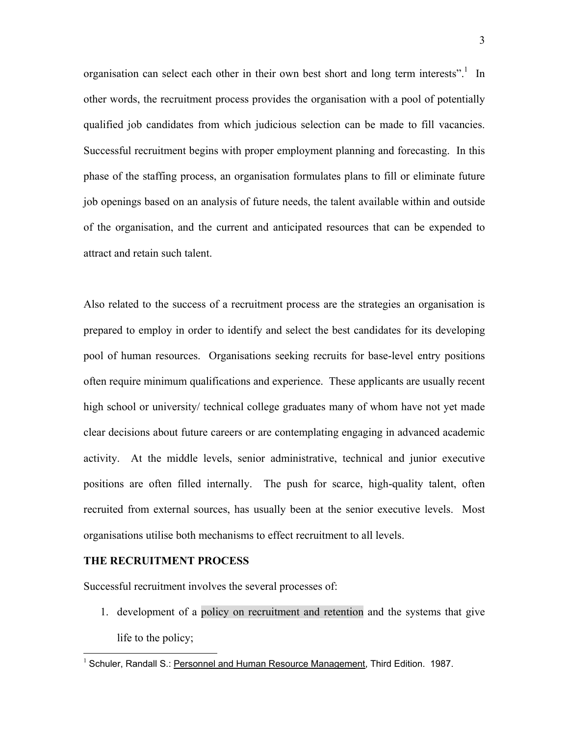organisation can select each other in their own best short and long term interests".[1] In other words, the recruitment process provides the organisation with a pool of potentially qualified job candidates from which judicious selection can be made to fill vacancies. Successful recruitment begins with proper employment planning and forecasting. In this phase of the staffing process, an organisation formulates plans to fill or eliminate future job openings based on an analysis of future needs, the talent available within and outside of the organisation, and the current and anticipated resources that can be expended to attract and retain such talent.

Also related to the success of a recruitment process are the strategies an organisation is prepared to employ in order to identify and select the best candidates for its developing pool of human resources. Organisations seeking recruits for base-level entry positions often require minimum qualifications and experience. These applicants are usually recent high school or university/ technical college graduates many of whom have not yet made clear decisions about future careers or are contemplating engaging in advanced academic activity. At the middle levels, senior administrative, technical and junior executive positions are often filled internally. The push for scarce, high-quality talent, often recruited from external sources, has usually been at the senior executive levels. Most organisations utilise both mechanisms to effect recruitment to all levels.

**THE RECRUITMENT PROCESS**

Successful recruitment involves the several processes of:

1. development of a policy on recruitment and retention and the systems that give life to the policy;

---

[1] Schuler, Randall S.: Personnel and Human Resource Management, Third Edition. 1987.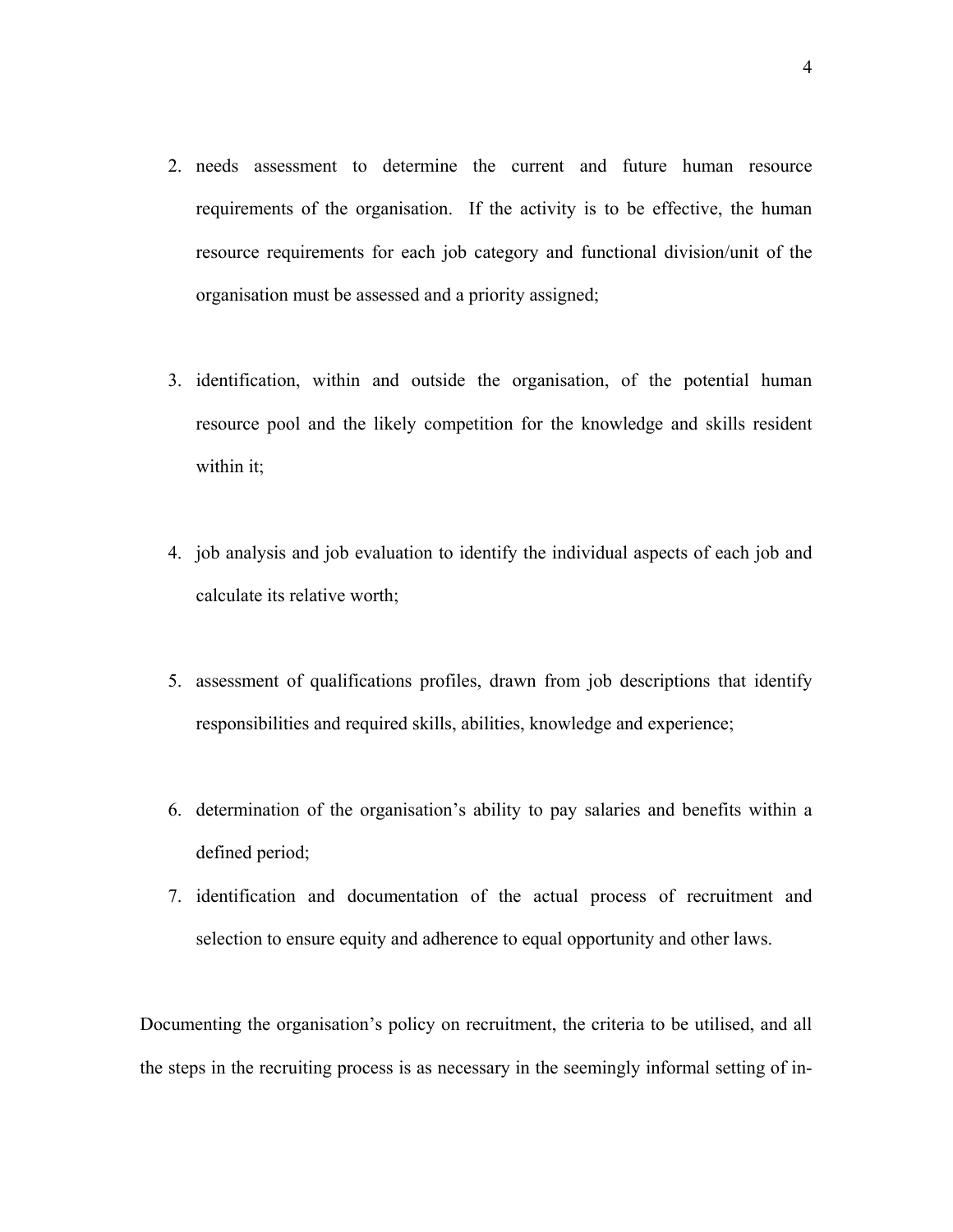2. needs assessment to determine the current and future human resource requirements of the organisation. If the activity is to be effective, the human resource requirements for each job category and functional division/unit of the organisation must be assessed and a priority assigned;

3. identification, within and outside the organisation, of the potential human resource pool and the likely competition for the knowledge and skills resident within it;

4. job analysis and job evaluation to identify the individual aspects of each job and calculate its relative worth;

5. assessment of qualifications profiles, drawn from job descriptions that identify responsibilities and required skills, abilities, knowledge and experience;

6. determination of the organisation's ability to pay salaries and benefits within a defined period;
7. identification and documentation of the actual process of recruitment and selection to ensure equity and adherence to equal opportunity and other laws.

Documenting the organisation's policy on recruitment, the criteria to be utilised, and all the steps in the recruiting process is as necessary in the seemingly informal setting of in-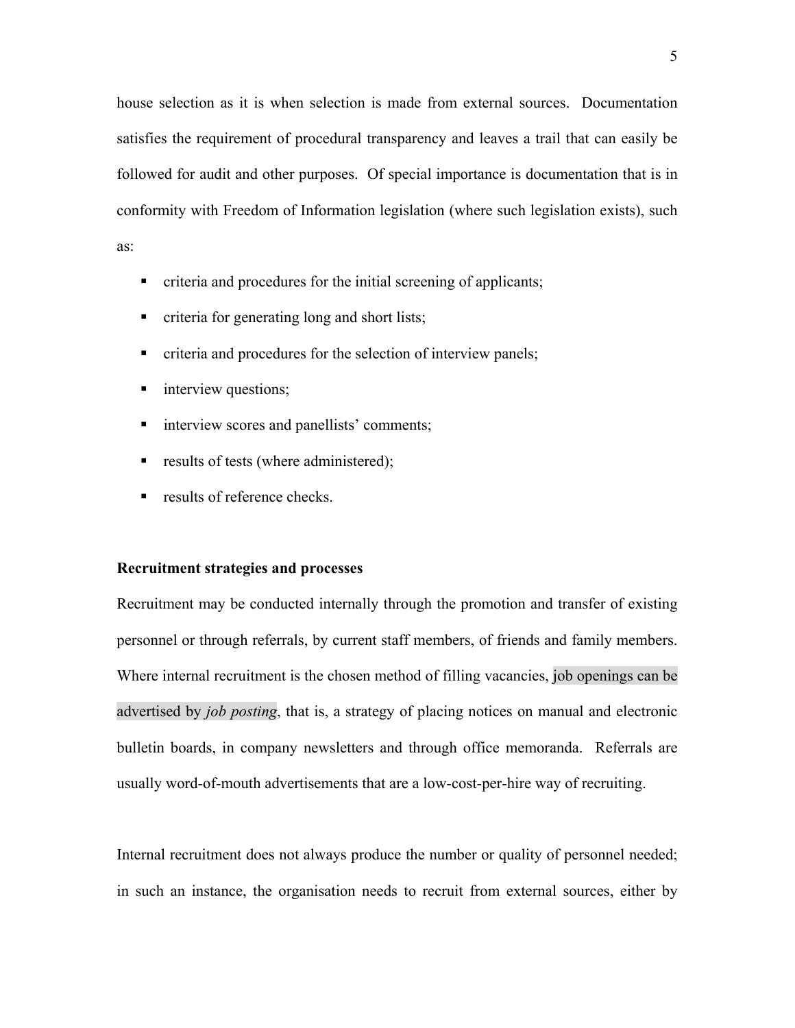house selection as it is when selection is made from external sources. Documentation satisfies the requirement of procedural transparency and leaves a trail that can easily be followed for audit and other purposes. Of special importance is documentation that is in conformity with Freedom of Information legislation (where such legislation exists), such as:

- criteria and procedures for the initial screening of applicants;
- criteria for generating long and short lists;
- criteria and procedures for the selection of interview panels;
- interview questions;
- interview scores and panellists' comments;
- results of tests (where administered);
- results of reference checks.

**Recruitment strategies and processes**

Recruitment may be conducted internally through the promotion and transfer of existing personnel or through referrals, by current staff members, of friends and family members. Where internal recruitment is the chosen method of filling vacancies, job openings can be advertised by *job posting*, that is, a strategy of placing notices on manual and electronic bulletin boards, in company newsletters and through office memoranda. Referrals are usually word-of-mouth advertisements that are a low-cost-per-hire way of recruiting.

Internal recruitment does not always produce the number or quality of personnel needed; in such an instance, the organisation needs to recruit from external sources, either by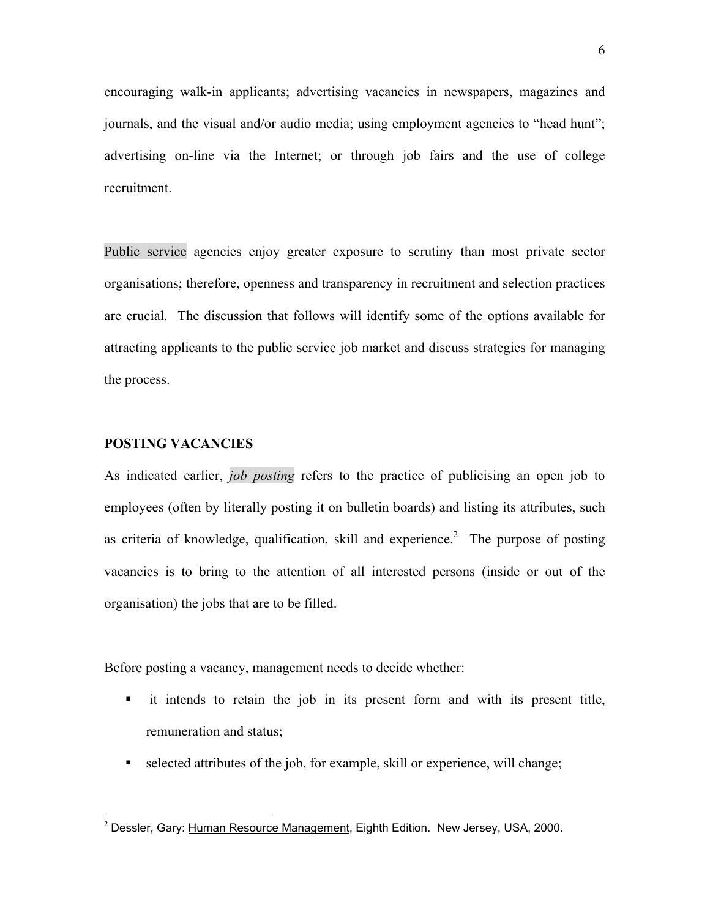encouraging walk-in applicants; advertising vacancies in newspapers, magazines and journals, and the visual and/or audio media; using employment agencies to "head hunt"; advertising on-line via the Internet; or through job fairs and the use of college recruitment.

Public service agencies enjoy greater exposure to scrutiny than most private sector organisations; therefore, openness and transparency in recruitment and selection practices are crucial. The discussion that follows will identify some of the options available for attracting applicants to the public service job market and discuss strategies for managing the process.

**POSTING VACANCIES**

As indicated earlier, *job posting* refers to the practice of publicising an open job to employees (often by literally posting it on bulletin boards) and listing its attributes, such as criteria of knowledge, qualification, skill and experience.[2] The purpose of posting vacancies is to bring to the attention of all interested persons (inside or out of the organisation) the jobs that are to be filled.

Before posting a vacancy, management needs to decide whether:

- it intends to retain the job in its present form and with its present title, remuneration and status;
- selected attributes of the job, for example, skill or experience, will change;

---

[2] Dessler, Gary: Human Resource Management, Eighth Edition. New Jersey, USA, 2000.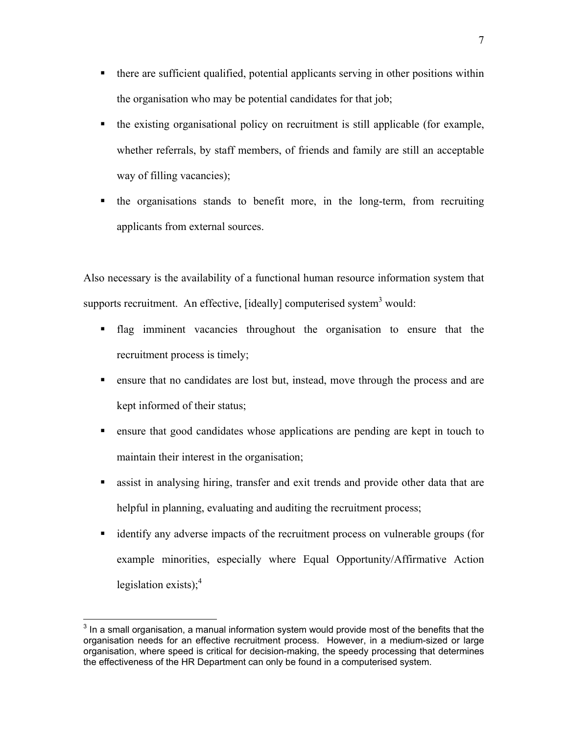- there are sufficient qualified, potential applicants serving in other positions within the organisation who may be potential candidates for that job;
- the existing organisational policy on recruitment is still applicable (for example, whether referrals, by staff members, of friends and family are still an acceptable way of filling vacancies);
- the organisations stands to benefit more, in the long-term, from recruiting applicants from external sources.

Also necessary is the availability of a functional human resource information system that supports recruitment. An effective, [ideally] computerised system[3] would:

- flag imminent vacancies throughout the organisation to ensure that the recruitment process is timely;
- ensure that no candidates are lost but, instead, move through the process and are kept informed of their status;
- ensure that good candidates whose applications are pending are kept in touch to maintain their interest in the organisation;
- assist in analysing hiring, transfer and exit trends and provide other data that are helpful in planning, evaluating and auditing the recruitment process;
- identify any adverse impacts of the recruitment process on vulnerable groups (for example minorities, especially where Equal Opportunity/Affirmative Action legislation exists);[4]

---

[3] In a small organisation, a manual information system would provide most of the benefits that the organisation needs for an effective recruitment process. However, in a medium-sized or large organisation, where speed is critical for decision-making, the speedy processing that determines the effectiveness of the HR Department can only be found in a computerised system.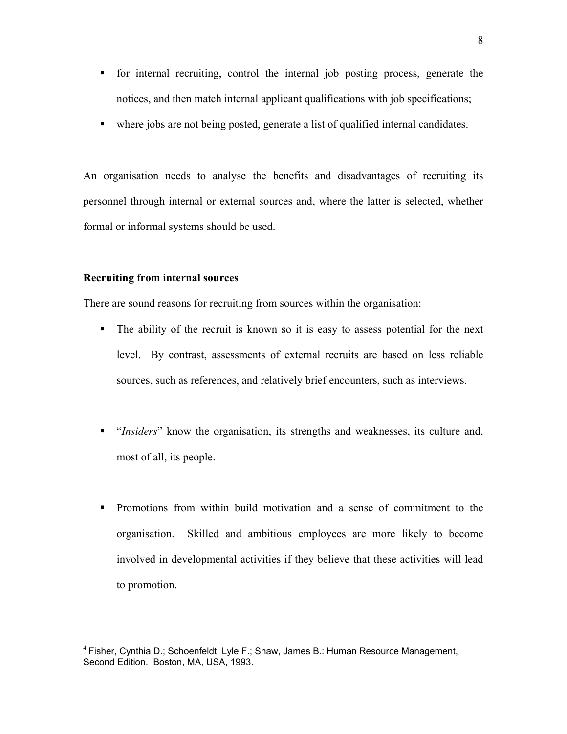- for internal recruiting, control the internal job posting process, generate the notices, and then match internal applicant qualifications with job specifications;
- where jobs are not being posted, generate a list of qualified internal candidates.

An organisation needs to analyse the benefits and disadvantages of recruiting its personnel through internal or external sources and, where the latter is selected, whether formal or informal systems should be used.

**Recruiting from internal sources**

There are sound reasons for recruiting from sources within the organisation:

- The ability of the recruit is known so it is easy to assess potential for the next level. By contrast, assessments of external recruits are based on less reliable sources, such as references, and relatively brief encounters, such as interviews.

- "*Insiders*" know the organisation, its strengths and weaknesses, its culture and, most of all, its people.

- Promotions from within build motivation and a sense of commitment to the organisation. Skilled and ambitious employees are more likely to become involved in developmental activities if they believe that these activities will lead to promotion.

---

[4] Fisher, Cynthia D.; Schoenfeldt, Lyle F.; Shaw, James B.: Human Resource Management, Second Edition. Boston, MA, USA, 1993.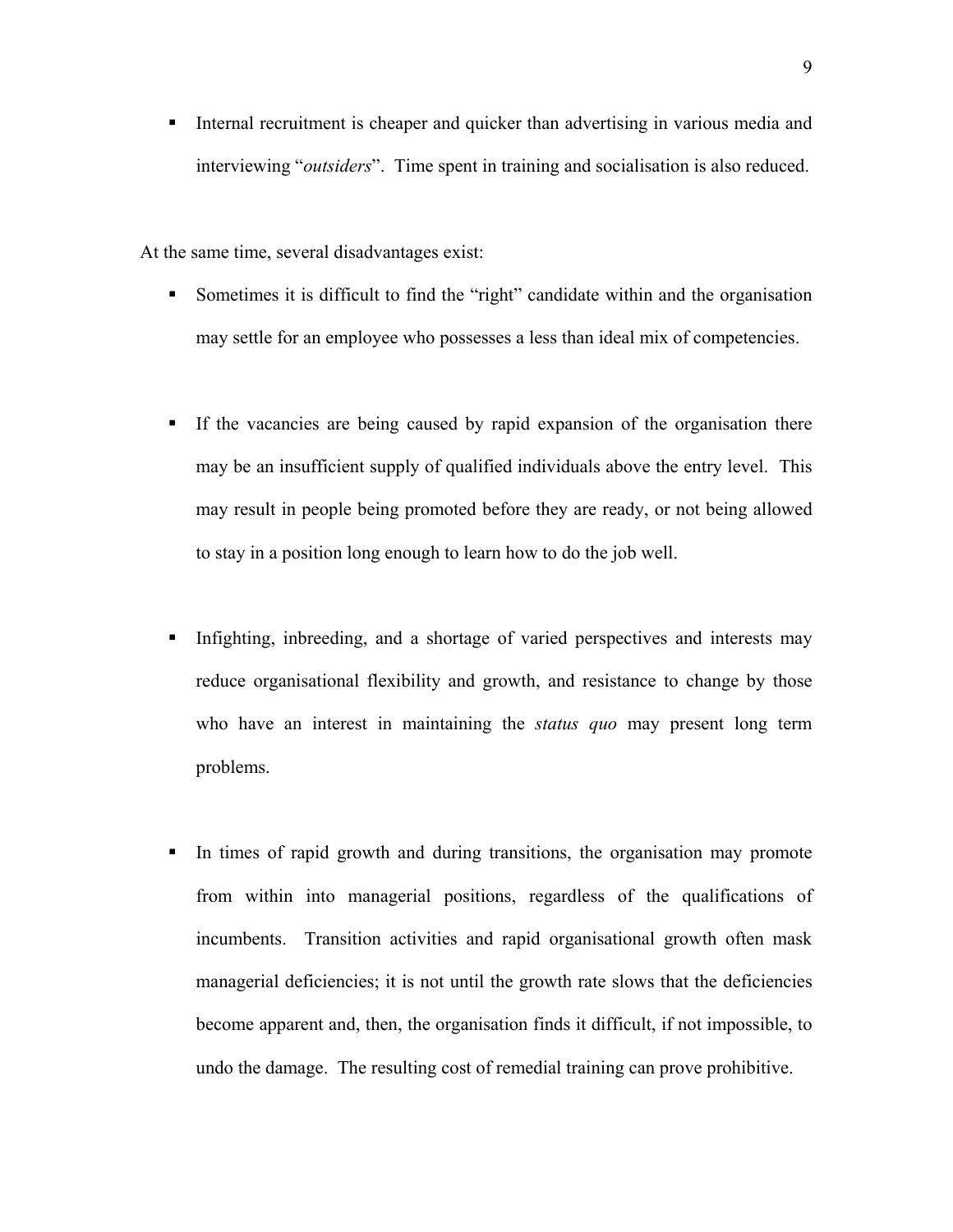- Internal recruitment is cheaper and quicker than advertising in various media and interviewing "*outsiders*". Time spent in training and socialisation is also reduced.

At the same time, several disadvantages exist:

- Sometimes it is difficult to find the "right" candidate within and the organisation may settle for an employee who possesses a less than ideal mix of competencies.

- If the vacancies are being caused by rapid expansion of the organisation there may be an insufficient supply of qualified individuals above the entry level. This may result in people being promoted before they are ready, or not being allowed to stay in a position long enough to learn how to do the job well.

- Infighting, inbreeding, and a shortage of varied perspectives and interests may reduce organisational flexibility and growth, and resistance to change by those who have an interest in maintaining the *status quo* may present long term problems.

- In times of rapid growth and during transitions, the organisation may promote from within into managerial positions, regardless of the qualifications of incumbents. Transition activities and rapid organisational growth often mask managerial deficiencies; it is not until the growth rate slows that the deficiencies become apparent and, then, the organisation finds it difficult, if not impossible, to undo the damage. The resulting cost of remedial training can prove prohibitive.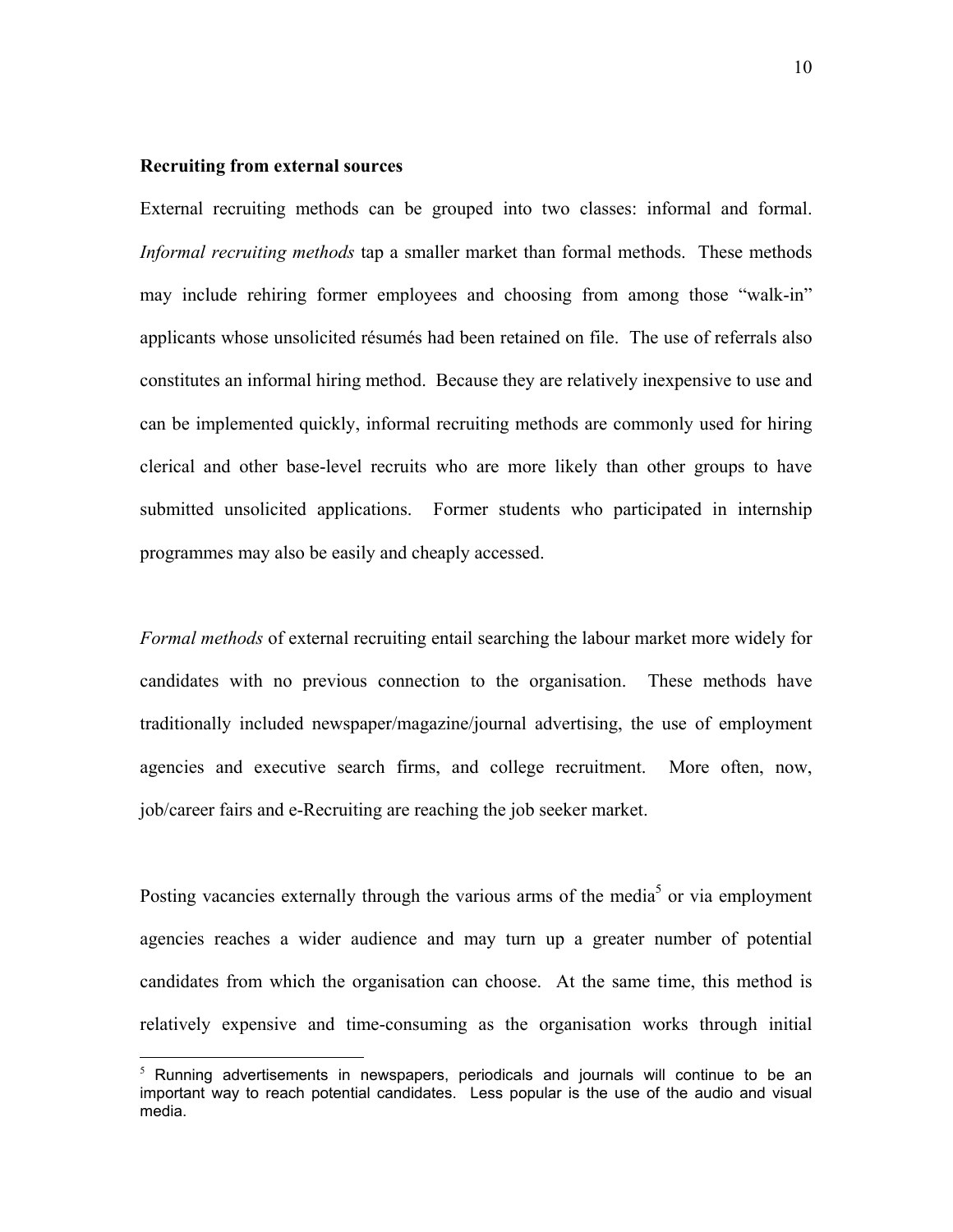**Recruiting from external sources**

External recruiting methods can be grouped into two classes: informal and formal. *Informal recruiting methods* tap a smaller market than formal methods. These methods may include rehiring former employees and choosing from among those "walk-in" applicants whose unsolicited résumés had been retained on file. The use of referrals also constitutes an informal hiring method. Because they are relatively inexpensive to use and can be implemented quickly, informal recruiting methods are commonly used for hiring clerical and other base-level recruits who are more likely than other groups to have submitted unsolicited applications. Former students who participated in internship programmes may also be easily and cheaply accessed.

*Formal methods* of external recruiting entail searching the labour market more widely for candidates with no previous connection to the organisation. These methods have traditionally included newspaper/magazine/journal advertising, the use of employment agencies and executive search firms, and college recruitment. More often, now, job/career fairs and e-Recruiting are reaching the job seeker market.

Posting vacancies externally through the various arms of the media[5] or via employment agencies reaches a wider audience and may turn up a greater number of potential candidates from which the organisation can choose. At the same time, this method is relatively expensive and time-consuming as the organisation works through initial

[5] Running advertisements in newspapers, periodicals and journals will continue to be an important way to reach potential candidates. Less popular is the use of the audio and visual media.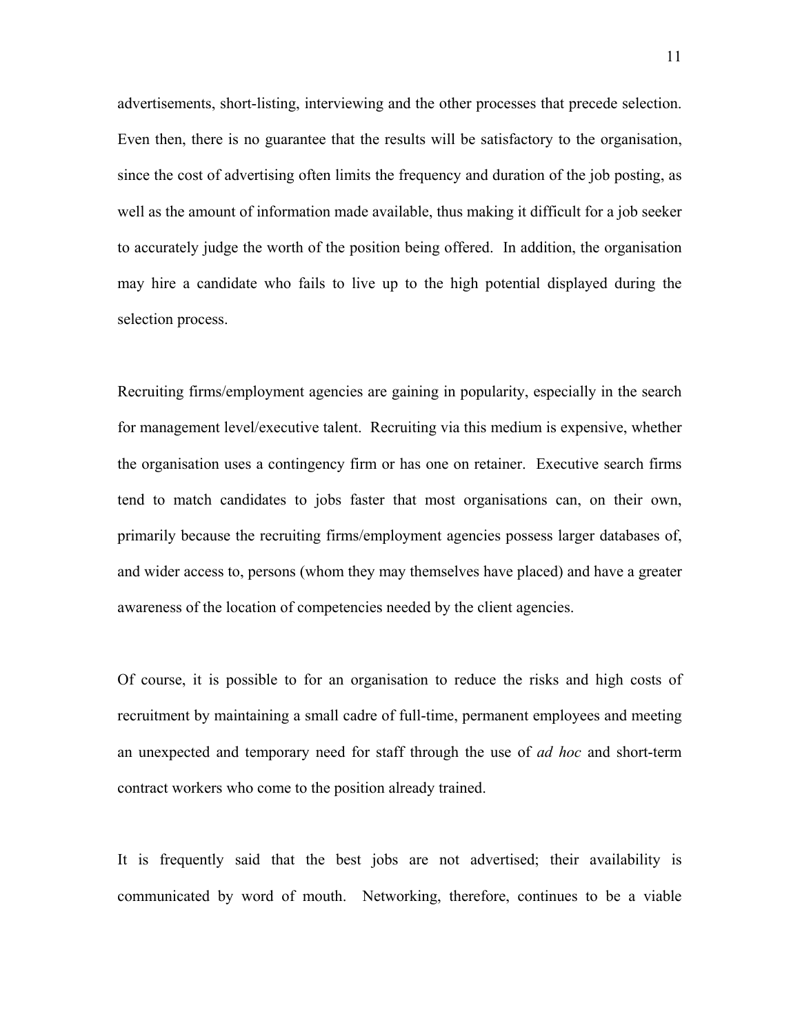advertisements, short-listing, interviewing and the other processes that precede selection. Even then, there is no guarantee that the results will be satisfactory to the organisation, since the cost of advertising often limits the frequency and duration of the job posting, as well as the amount of information made available, thus making it difficult for a job seeker to accurately judge the worth of the position being offered. In addition, the organisation may hire a candidate who fails to live up to the high potential displayed during the selection process.

Recruiting firms/employment agencies are gaining in popularity, especially in the search for management level/executive talent. Recruiting via this medium is expensive, whether the organisation uses a contingency firm or has one on retainer. Executive search firms tend to match candidates to jobs faster that most organisations can, on their own, primarily because the recruiting firms/employment agencies possess larger databases of, and wider access to, persons (whom they may themselves have placed) and have a greater awareness of the location of competencies needed by the client agencies.

Of course, it is possible to for an organisation to reduce the risks and high costs of recruitment by maintaining a small cadre of full-time, permanent employees and meeting an unexpected and temporary need for staff through the use of *ad hoc* and short-term contract workers who come to the position already trained.

It is frequently said that the best jobs are not advertised; their availability is communicated by word of mouth. Networking, therefore, continues to be a viable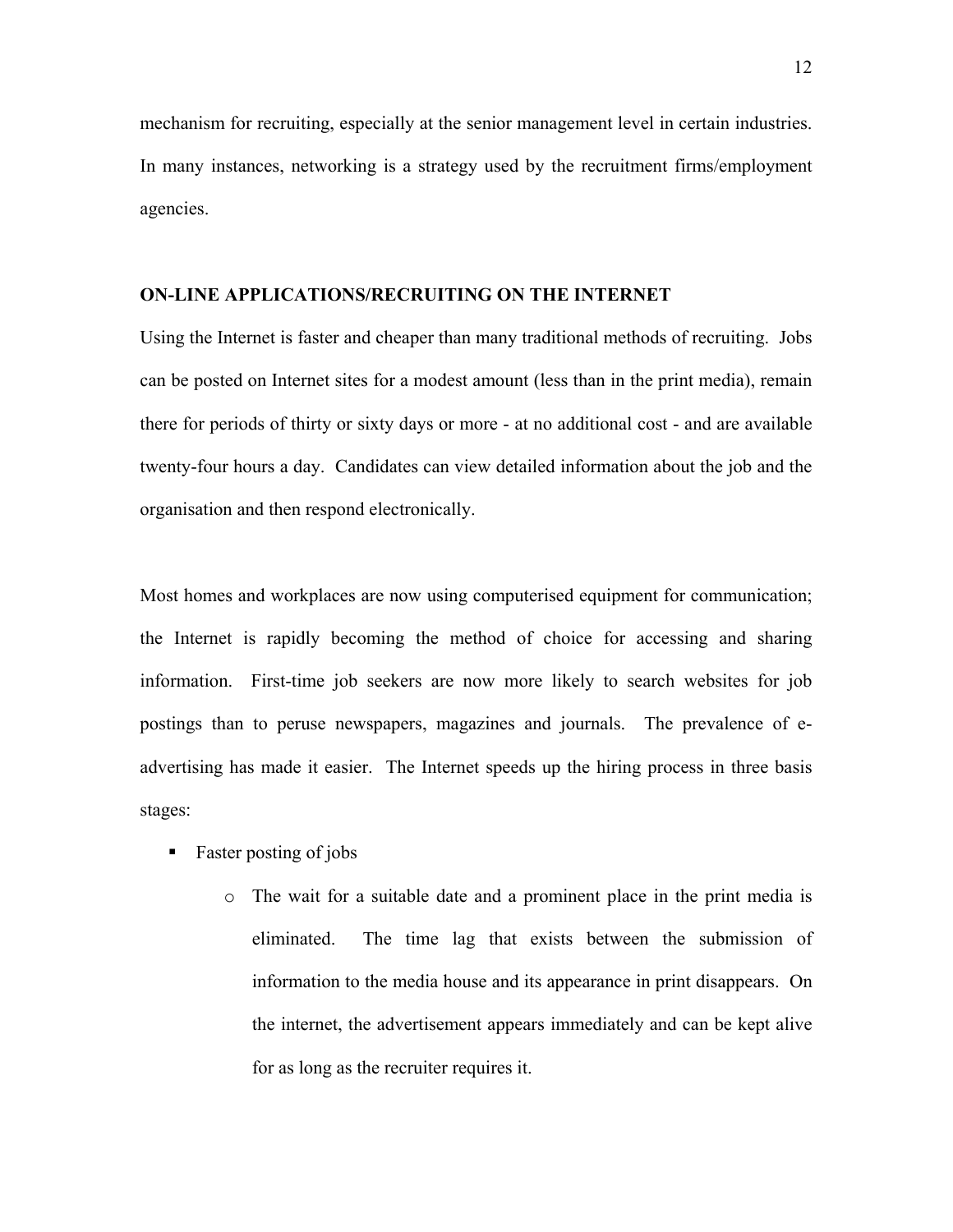mechanism for recruiting, especially at the senior management level in certain industries. In many instances, networking is a strategy used by the recruitment firms/employment agencies.

## ON-LINE APPLICATIONS/RECRUITING ON THE INTERNET

Using the Internet is faster and cheaper than many traditional methods of recruiting. Jobs can be posted on Internet sites for a modest amount (less than in the print media), remain there for periods of thirty or sixty days or more - at no additional cost - and are available twenty-four hours a day. Candidates can view detailed information about the job and the organisation and then respond electronically.

Most homes and workplaces are now using computerised equipment for communication; the Internet is rapidly becoming the method of choice for accessing and sharing information. First-time job seekers are now more likely to search websites for job postings than to peruse newspapers, magazines and journals. The prevalence of e-advertising has made it easier. The Internet speeds up the hiring process in three basis stages:

- Faster posting of jobs
    - The wait for a suitable date and a prominent place in the print media is eliminated. The time lag that exists between the submission of information to the media house and its appearance in print disappears. On the internet, the advertisement appears immediately and can be kept alive for as long as the recruiter requires it.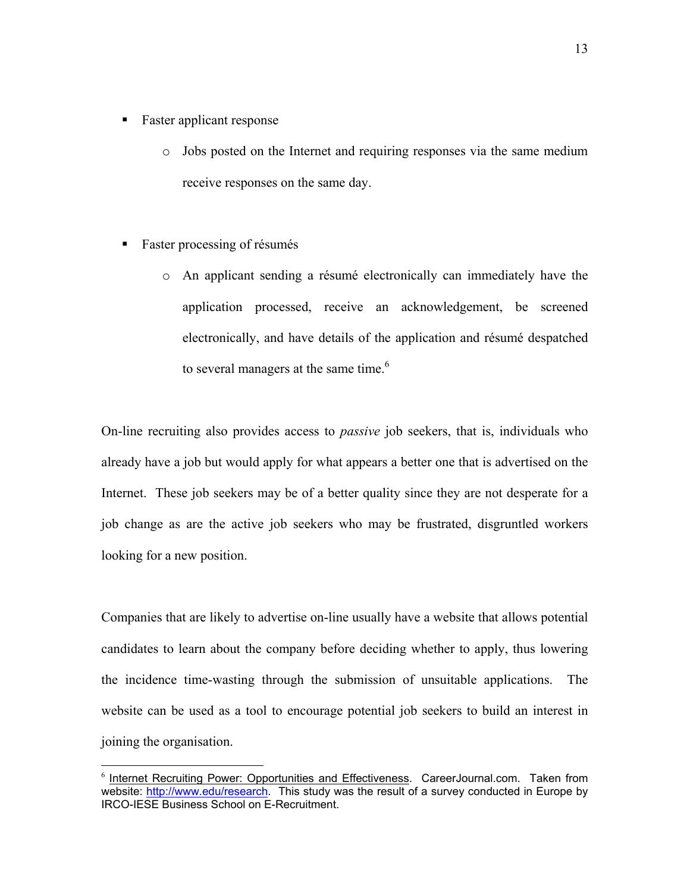- Faster applicant response
    - Jobs posted on the Internet and requiring responses via the same medium receive responses on the same day.

- Faster processing of résumés
    - An applicant sending a résumé electronically can immediately have the application processed, receive an acknowledgement, be screened electronically, and have details of the application and résumé despatched to several managers at the same time.[6]

On-line recruiting also provides access to *passive* job seekers, that is, individuals who already have a job but would apply for what appears a better one that is advertised on the Internet. These job seekers may be of a better quality since they are not desperate for a job change as are the active job seekers who may be frustrated, disgruntled workers looking for a new position.

Companies that are likely to advertise on-line usually have a website that allows potential candidates to learn about the company before deciding whether to apply, thus lowering the incidence time-wasting through the submission of unsuitable applications. The website can be used as a tool to encourage potential job seekers to build an interest in joining the organisation.

---

[6] Internet Recruiting Power: Opportunities and Effectiveness. CareerJournal.com. Taken from website: http://www.edu/research. This study was the result of a survey conducted in Europe by IRCO-IESE Business School on E-Recruitment.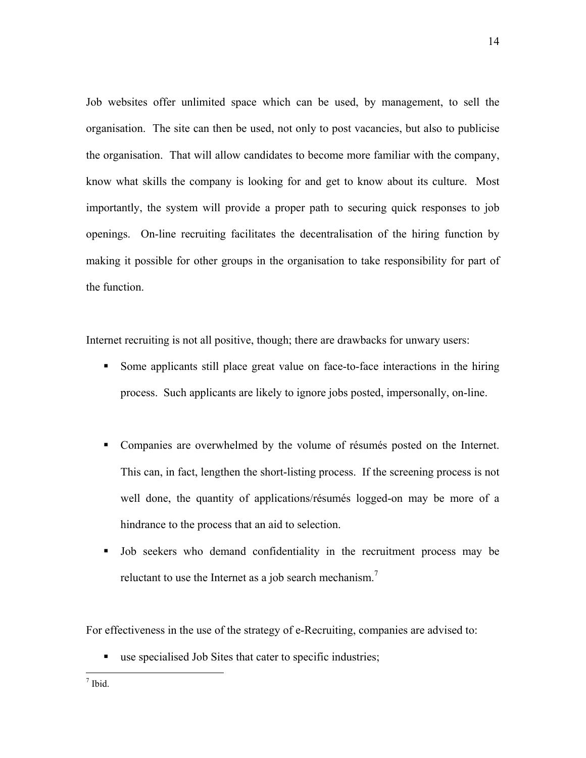Job websites offer unlimited space which can be used, by management, to sell the organisation. The site can then be used, not only to post vacancies, but also to publicise the organisation. That will allow candidates to become more familiar with the company, know what skills the company is looking for and get to know about its culture. Most importantly, the system will provide a proper path to securing quick responses to job openings. On-line recruiting facilitates the decentralisation of the hiring function by making it possible for other groups in the organisation to take responsibility for part of the function.

Internet recruiting is not all positive, though; there are drawbacks for unwary users:

- Some applicants still place great value on face-to-face interactions in the hiring process. Such applicants are likely to ignore jobs posted, impersonally, on-line.
- Companies are overwhelmed by the volume of résumés posted on the Internet. This can, in fact, lengthen the short-listing process. If the screening process is not well done, the quantity of applications/résumés logged-on may be more of a hindrance to the process that an aid to selection.
- Job seekers who demand confidentiality in the recruitment process may be reluctant to use the Internet as a job search mechanism.[7]

For effectiveness in the use of the strategy of e-Recruiting, companies are advised to:

- use specialised Job Sites that cater to specific industries;

[7] Ibid.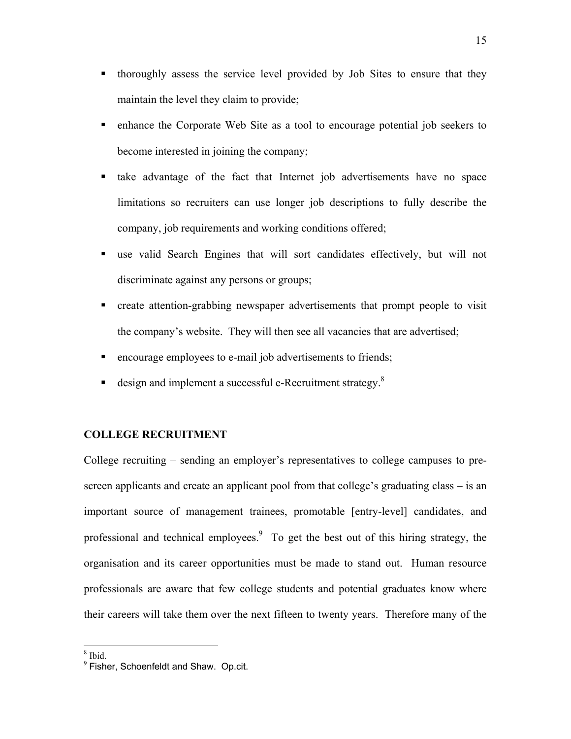- thoroughly assess the service level provided by Job Sites to ensure that they maintain the level they claim to provide;
- enhance the Corporate Web Site as a tool to encourage potential job seekers to become interested in joining the company;
- take advantage of the fact that Internet job advertisements have no space limitations so recruiters can use longer job descriptions to fully describe the company, job requirements and working conditions offered;
- use valid Search Engines that will sort candidates effectively, but will not discriminate against any persons or groups;
- create attention-grabbing newspaper advertisements that prompt people to visit the company's website. They will then see all vacancies that are advertised;
- encourage employees to e-mail job advertisements to friends;
- design and implement a successful e-Recruitment strategy.[8]

## COLLEGE RECRUITMENT

College recruiting – sending an employer's representatives to college campuses to pre-screen applicants and create an applicant pool from that college's graduating class – is an important source of management trainees, promotable [entry-level] candidates, and professional and technical employees.[9] To get the best out of this hiring strategy, the organisation and its career opportunities must be made to stand out. Human resource professionals are aware that few college students and potential graduates know where their careers will take them over the next fifteen to twenty years. Therefore many of the

---

[8] Ibid.

[9] Fisher, Schoenfeldt and Shaw. Op.cit.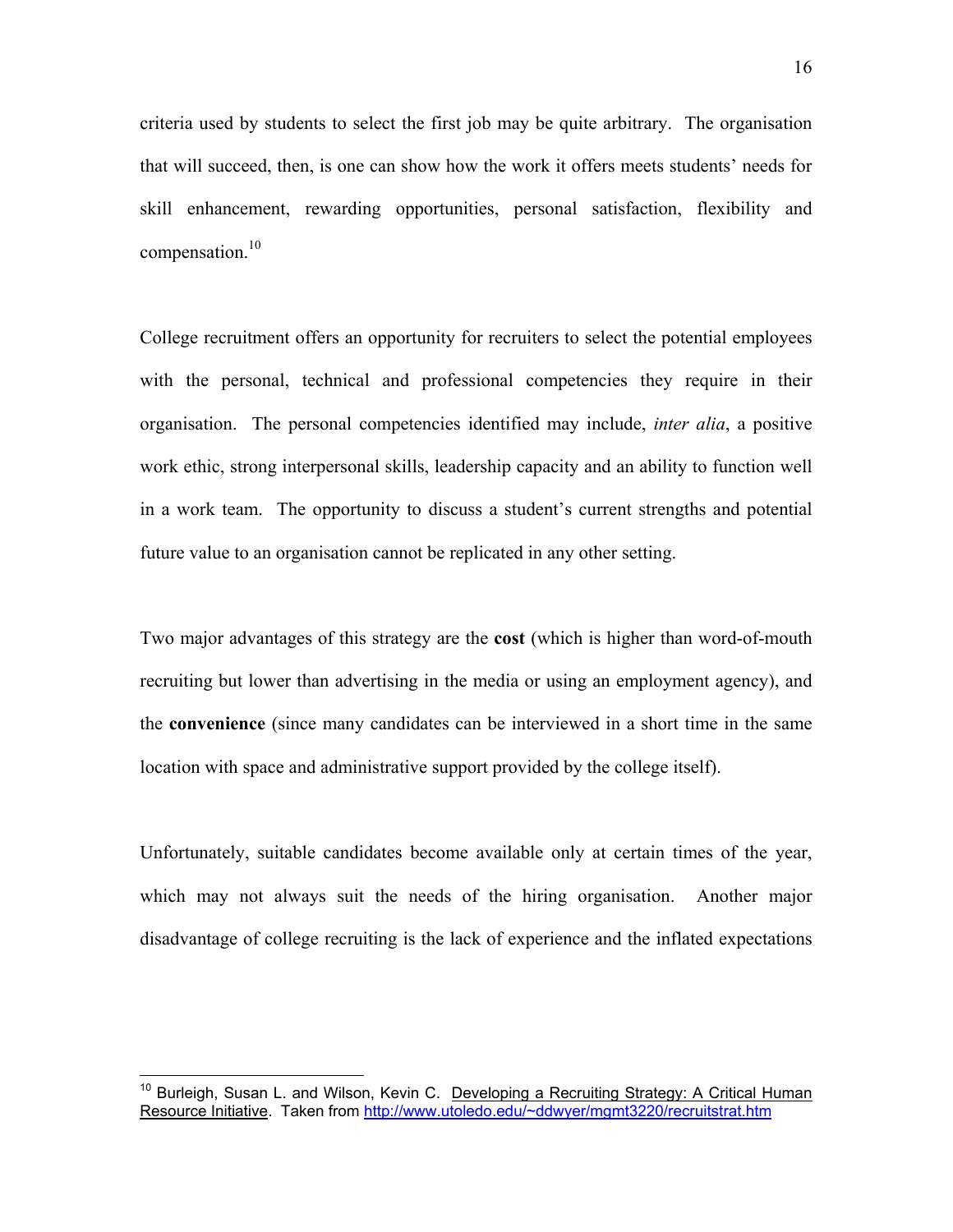criteria used by students to select the first job may be quite arbitrary. The organisation that will succeed, then, is one can show how the work it offers meets students' needs for skill enhancement, rewarding opportunities, personal satisfaction, flexibility and compensation.[10]

College recruitment offers an opportunity for recruiters to select the potential employees with the personal, technical and professional competencies they require in their organisation. The personal competencies identified may include, *inter alia*, a positive work ethic, strong interpersonal skills, leadership capacity and an ability to function well in a work team. The opportunity to discuss a student's current strengths and potential future value to an organisation cannot be replicated in any other setting.

Two major advantages of this strategy are the **cost** (which is higher than word-of-mouth recruiting but lower than advertising in the media or using an employment agency), and the **convenience** (since many candidates can be interviewed in a short time in the same location with space and administrative support provided by the college itself).

Unfortunately, suitable candidates become available only at certain times of the year, which may not always suit the needs of the hiring organisation. Another major disadvantage of college recruiting is the lack of experience and the inflated expectations

---

[10] Burleigh, Susan L. and Wilson, Kevin C. Developing a Recruiting Strategy: A Critical Human Resource Initiative. Taken from http://www.utoledo.edu/~ddwyer/mgmt3220/recruitstrat.htm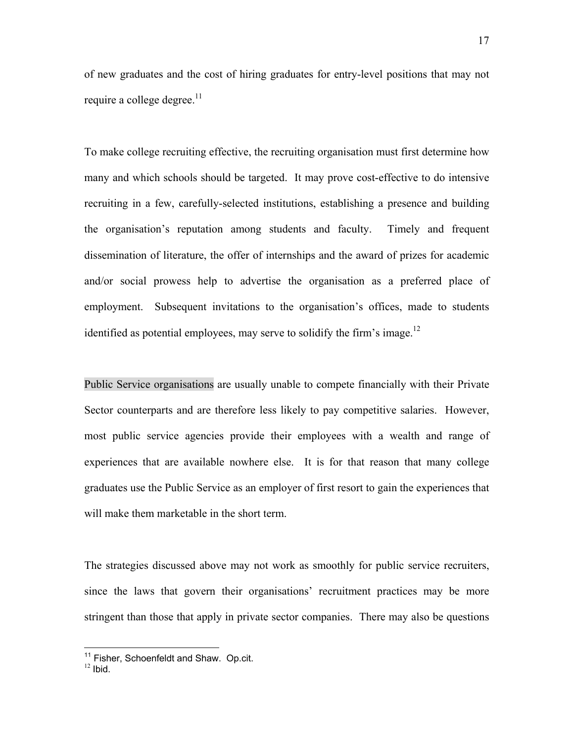of new graduates and the cost of hiring graduates for entry-level positions that may not require a college degree.[11]

To make college recruiting effective, the recruiting organisation must first determine how many and which schools should be targeted. It may prove cost-effective to do intensive recruiting in a few, carefully-selected institutions, establishing a presence and building the organisation's reputation among students and faculty. Timely and frequent dissemination of literature, the offer of internships and the award of prizes for academic and/or social prowess help to advertise the organisation as a preferred place of employment. Subsequent invitations to the organisation's offices, made to students identified as potential employees, may serve to solidify the firm's image.[12]

Public Service organisations are usually unable to compete financially with their Private Sector counterparts and are therefore less likely to pay competitive salaries. However, most public service agencies provide their employees with a wealth and range of experiences that are available nowhere else. It is for that reason that many college graduates use the Public Service as an employer of first resort to gain the experiences that will make them marketable in the short term.

The strategies discussed above may not work as smoothly for public service recruiters, since the laws that govern their organisations' recruitment practices may be more stringent than those that apply in private sector companies. There may also be questions

[11] Fisher, Schoenfeldt and Shaw. Op.cit.

[12] Ibid.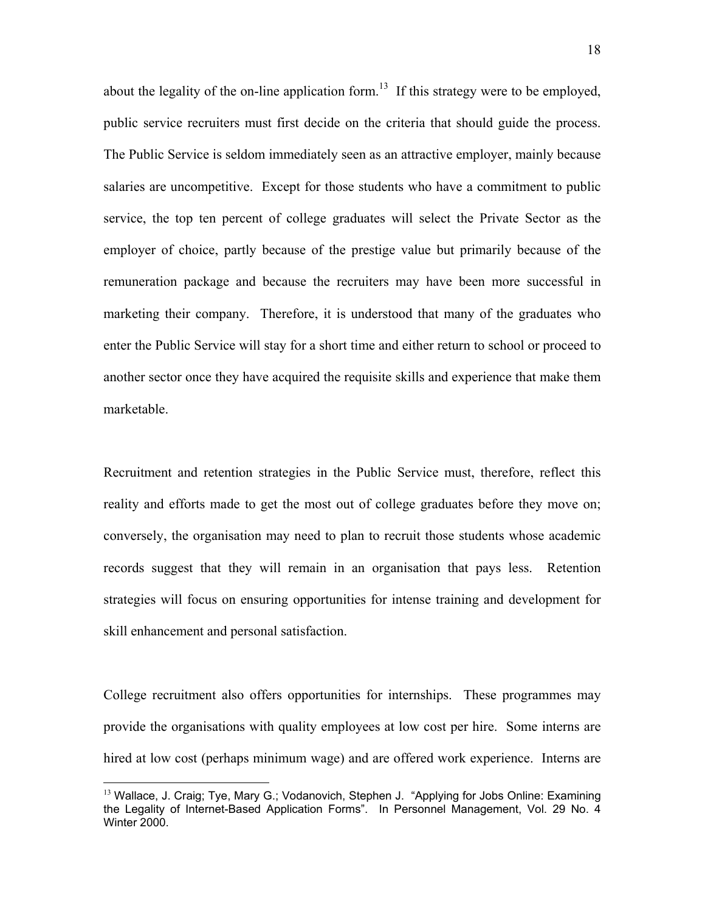about the legality of the on-line application form.[13] If this strategy were to be employed, public service recruiters must first decide on the criteria that should guide the process. The Public Service is seldom immediately seen as an attractive employer, mainly because salaries are uncompetitive. Except for those students who have a commitment to public service, the top ten percent of college graduates will select the Private Sector as the employer of choice, partly because of the prestige value but primarily because of the remuneration package and because the recruiters may have been more successful in marketing their company. Therefore, it is understood that many of the graduates who enter the Public Service will stay for a short time and either return to school or proceed to another sector once they have acquired the requisite skills and experience that make them marketable.

Recruitment and retention strategies in the Public Service must, therefore, reflect this reality and efforts made to get the most out of college graduates before they move on; conversely, the organisation may need to plan to recruit those students whose academic records suggest that they will remain in an organisation that pays less. Retention strategies will focus on ensuring opportunities for intense training and development for skill enhancement and personal satisfaction.

College recruitment also offers opportunities for internships. These programmes may provide the organisations with quality employees at low cost per hire. Some interns are hired at low cost (perhaps minimum wage) and are offered work experience. Interns are

[13] Wallace, J. Craig; Tye, Mary G.; Vodanovich, Stephen J. "Applying for Jobs Online: Examining the Legality of Internet-Based Application Forms". In Personnel Management, Vol. 29 No. 4 Winter 2000.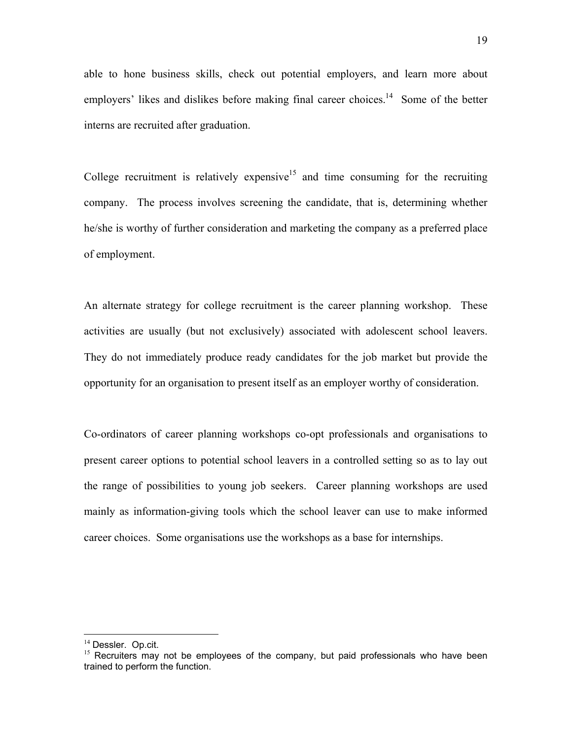able to hone business skills, check out potential employers, and learn more about employers' likes and dislikes before making final career choices.[14] Some of the better interns are recruited after graduation.

College recruitment is relatively expensive[15] and time consuming for the recruiting company. The process involves screening the candidate, that is, determining whether he/she is worthy of further consideration and marketing the company as a preferred place of employment.

An alternate strategy for college recruitment is the career planning workshop. These activities are usually (but not exclusively) associated with adolescent school leavers. They do not immediately produce ready candidates for the job market but provide the opportunity for an organisation to present itself as an employer worthy of consideration.

Co-ordinators of career planning workshops co-opt professionals and organisations to present career options to potential school leavers in a controlled setting so as to lay out the range of possibilities to young job seekers. Career planning workshops are used mainly as information-giving tools which the school leaver can use to make informed career choices. Some organisations use the workshops as a base for internships.

---

[14] Dessler. Op.cit.

[15] Recruiters may not be employees of the company, but paid professionals who have been trained to perform the function.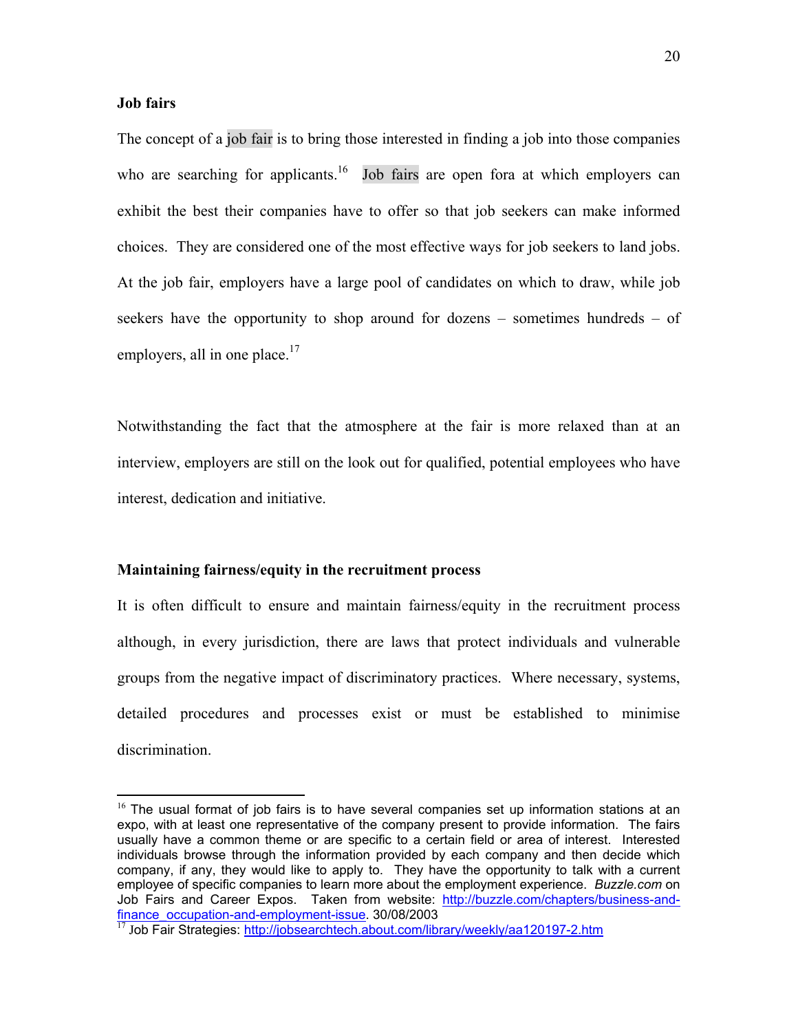**Job fairs**

The concept of a job fair is to bring those interested in finding a job into those companies who are searching for applicants.[16] Job fairs are open fora at which employers can exhibit the best their companies have to offer so that job seekers can make informed choices. They are considered one of the most effective ways for job seekers to land jobs. At the job fair, employers have a large pool of candidates on which to draw, while job seekers have the opportunity to shop around for dozens – sometimes hundreds – of employers, all in one place.[17]

Notwithstanding the fact that the atmosphere at the fair is more relaxed than at an interview, employers are still on the look out for qualified, potential employees who have interest, dedication and initiative.

**Maintaining fairness/equity in the recruitment process**

It is often difficult to ensure and maintain fairness/equity in the recruitment process although, in every jurisdiction, there are laws that protect individuals and vulnerable groups from the negative impact of discriminatory practices. Where necessary, systems, detailed procedures and processes exist or must be established to minimise discrimination.

---

[16] The usual format of job fairs is to have several companies set up information stations at an expo, with at least one representative of the company present to provide information. The fairs usually have a common theme or are specific to a certain field or area of interest. Interested individuals browse through the information provided by each company and then decide which company, if any, they would like to apply to. They have the opportunity to talk with a current employee of specific companies to learn more about the employment experience. *Buzzle.com* on Job Fairs and Career Expos. Taken from website: http://buzzle.com/chapters/business-and-finance_occupation-and-employment-issue. 30/08/2003

[17] Job Fair Strategies: http://jobsearchtech.about.com/library/weekly/aa120197-2.htm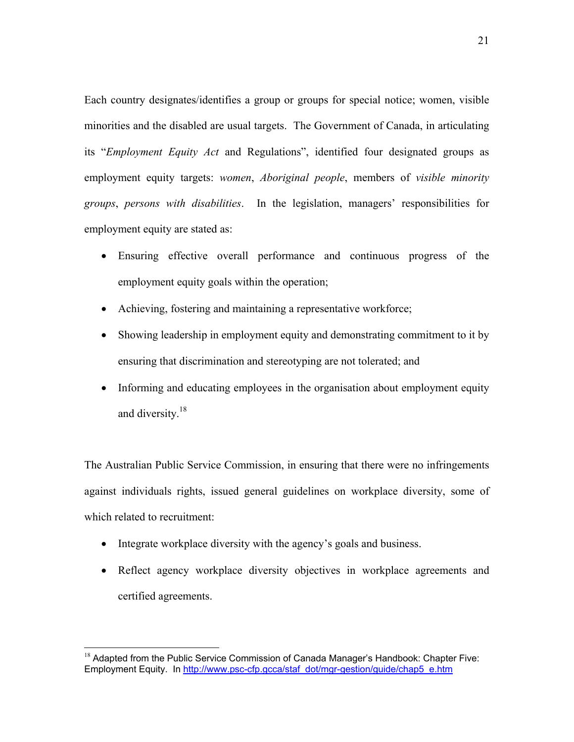Each country designates/identifies a group or groups for special notice; women, visible minorities and the disabled are usual targets. The Government of Canada, in articulating its "*Employment Equity Act* and Regulations", identified four designated groups as employment equity targets: *women*, *Aboriginal people*, members of *visible minority groups*, *persons with disabilities*. In the legislation, managers' responsibilities for employment equity are stated as:

- Ensuring effective overall performance and continuous progress of the employment equity goals within the operation;
- Achieving, fostering and maintaining a representative workforce;
- Showing leadership in employment equity and demonstrating commitment to it by ensuring that discrimination and stereotyping are not tolerated; and
- Informing and educating employees in the organisation about employment equity and diversity.[18]

The Australian Public Service Commission, in ensuring that there were no infringements against individuals rights, issued general guidelines on workplace diversity, some of which related to recruitment:

- Integrate workplace diversity with the agency's goals and business.
- Reflect agency workplace diversity objectives in workplace agreements and certified agreements.

---

[18] Adapted from the Public Service Commission of Canada Manager's Handbook: Chapter Five: Employment Equity. In http://www.psc-cfp.gcca/staf_dot/mgr-gestion/guide/chap5_e.htm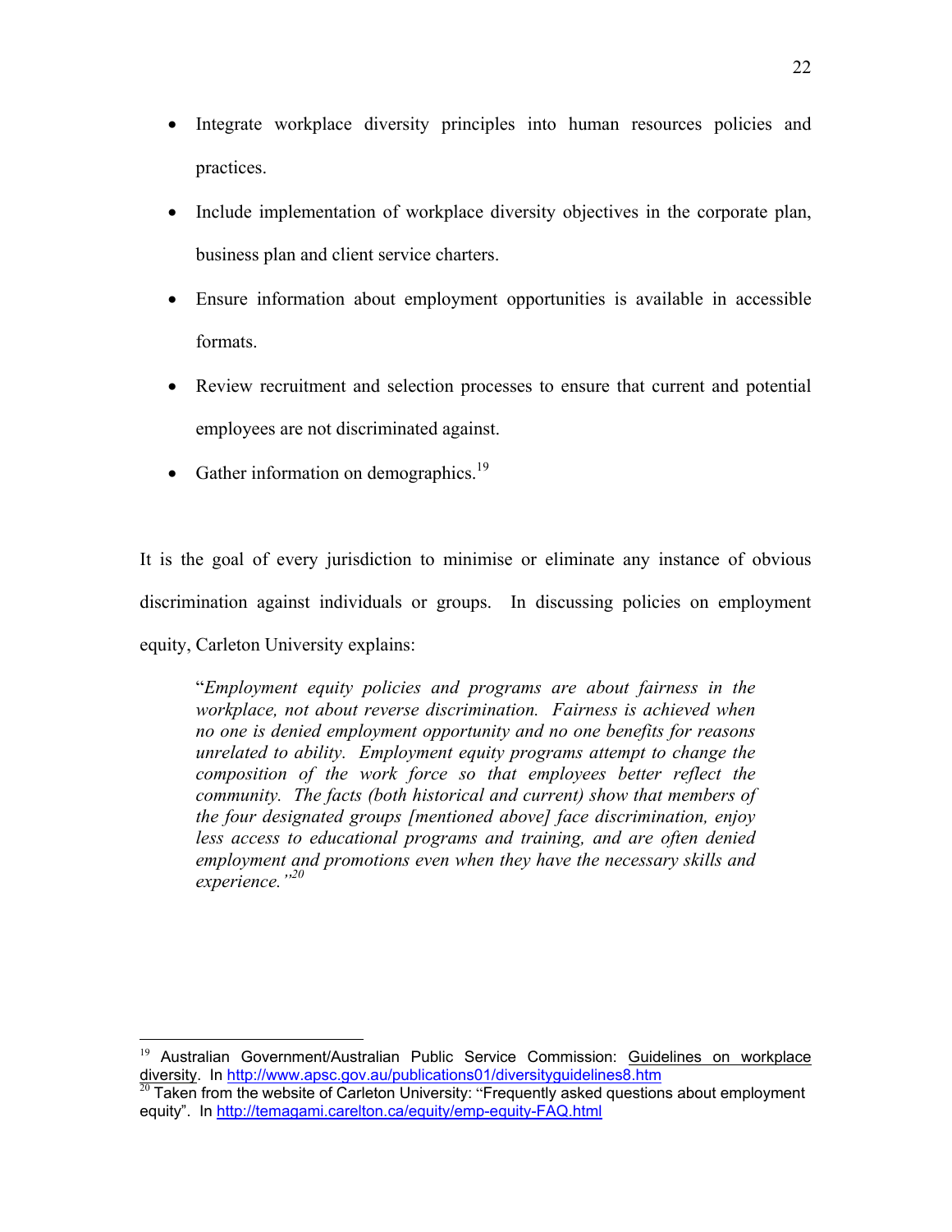- Integrate workplace diversity principles into human resources policies and practices.
- Include implementation of workplace diversity objectives in the corporate plan, business plan and client service charters.
- Ensure information about employment opportunities is available in accessible formats.
- Review recruitment and selection processes to ensure that current and potential employees are not discriminated against.
- Gather information on demographics.[19]

It is the goal of every jurisdiction minimise or eliminate any instance of obvious discrimination against individuals or groups. In discussing policies on employment equity, Carleton University explains:

> "*Employment equity policies and programs are about fairness in the workplace, not about reverse discrimination. Fairness is achieved when no one is denied employment opportunity and no one benefits for reasons unrelated to ability. Employment equity programs attempt to change the composition of the work force so that employees better reflect the community. The facts (both historical and current) show that members of the four designated groups [mentioned above] face discrimination, enjoy less access to educational programs and training, and are often denied employment and promotions even when they have the necessary skills and experience.*"[20]

---

[19] Australian Government/Australian Public Service Commission: Guidelines on workplace diversity. In http://www.apsc.gov.au/publications01/diversityguidelines8.htm

[20] Taken from the website of Carleton University: "Frequently asked questions about employment equity". In http://temagami.carelton.ca/equity/emp-equity-FAQ.html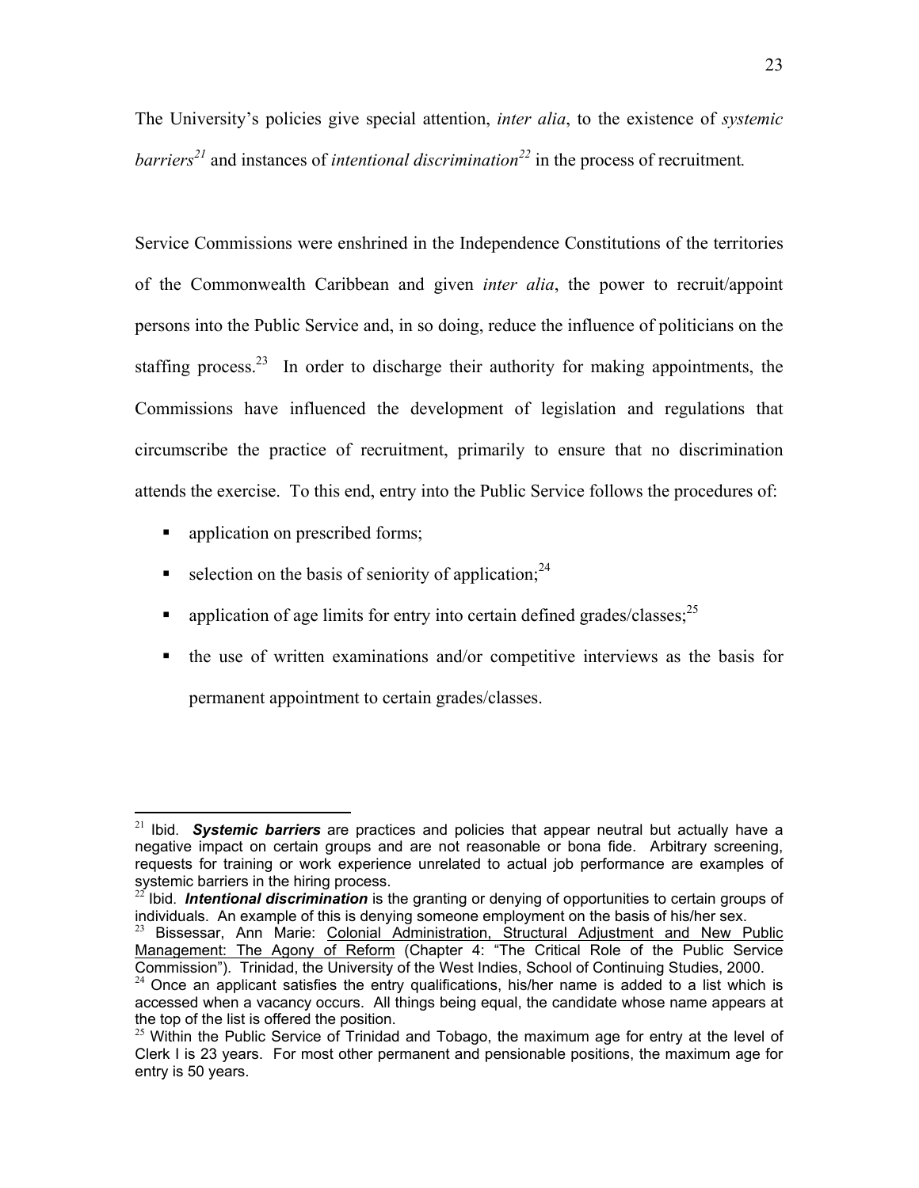The University's policies give special attention, *inter alia*, to the existence of *systemic barriers*[21] and instances of *intentional discrimination*[22] in the process of recruitment.

Service Commissions were enshrined in the Independence Constitutions of the territories of the Commonwealth Caribbean and given *inter alia*, the power to recruit/appoint persons into the Public Service and, in so doing, reduce the influence of politicians on the staffing process.[23] In order to discharge their authority for making appointments, the Commissions have influenced the development of legislation and regulations that circumscribe the practice of recruitment, primarily to ensure that no discrimination attends the exercise. To this end, entry into the Public Service follows the procedures of:

- application on prescribed forms;
- selection on the basis of seniority of application;[24]
- application of age limits for entry into certain defined grades/classes;[25]
- the use of written examinations and/or competitive interviews as the basis for permanent appointment to certain grades/classes.

---

[21] Ibid. ***Systemic barriers*** are practices and policies that appear neutral but actually have a negative impact on certain groups and are not reasonable or bona fide. Arbitrary screening, requests for training or work experience unrelated to actual job performance are examples of systemic barriers in the hiring process.

[22] Ibid. ***Intentional discrimination*** is the granting or denying of opportunities to certain groups of individuals. An example of this is denying someone employment on the basis of his/her sex.

[23] Bissessar, Ann Marie: Colonial Administration, Structural Adjustment and New Public Management: The Agony of Reform (Chapter 4: "The Critical Role of the Public Service Commission"). Trinidad, the University of the West Indies, School of Continuing Studies, 2000.

[24] Once an applicant satisfies the entry qualifications, his/her name is added to a list which is accessed when a vacancy occurs. All things being equal, the candidate whose name appears at the top of the list is offered the position.

[25] Within the Public Service of Trinidad and Tobago, the maximum age for entry at the level of Clerk I is 23 years. For most other permanent and pensionable positions, the maximum age for entry is 50 years.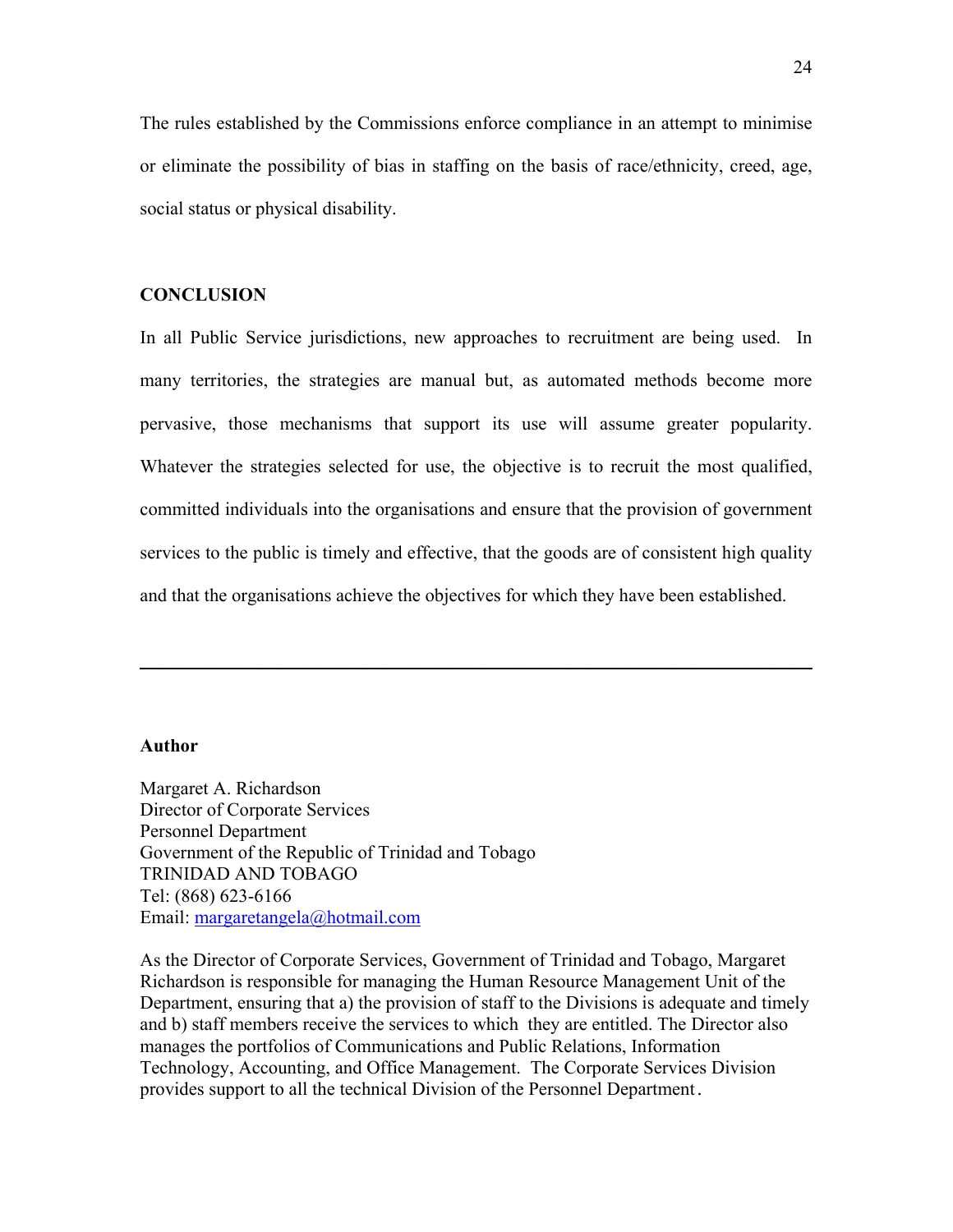The rules established by the Commissions enforce compliance in an attempt to minimise or eliminate the possibility of bias in staffing on the basis of race/ethnicity, creed, age, social status or physical disability.

## CONCLUSION

In all Public Service jurisdictions, new approaches to recruitment are being used. In many territories, the strategies are manual but, as automated methods become more pervasive, those mechanisms that support its use will assume greater popularity. Whatever the strategies selected for use, the objective is to recruit the most qualified, committed individuals into the organisations and ensure that the provision of government services to the public is timely and effective, that the goods are of consistent high quality and that the organisations achieve the objectives for which they have been established.

---

**Author**

Margaret A. Richardson
Director of Corporate Services
Personnel Department
Government of the Republic of Trinidad and Tobago
TRINIDAD AND TOBAGO
Tel: (868) 623-6166
Email: margaretangela@hotmail.com

As the Director of Corporate Services, Government of Trinidad and Tobago, Margaret Richardson is responsible for managing the Human Resource Management Unit of the Department, ensuring that a) the provision of staff to the Divisions is adequate and timely and b) staff members receive the services to which they are entitled. The Director also manages the portfolios of Communications and Public Relations, Information Technology, Accounting, and Office Management. The Corporate Services Division provides support to all the technical Division of the Personnel Department.